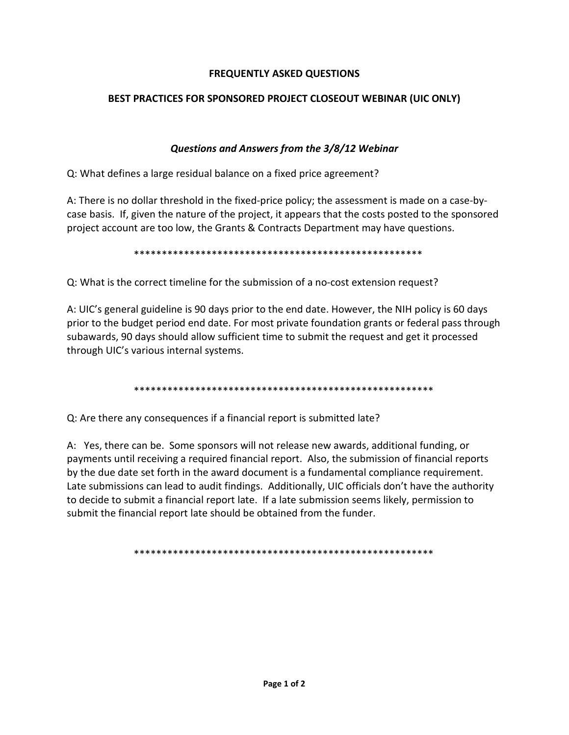# FREQUENTLY ASKED QUESTIONS

## BEST PRACTICES FOR SPONSORED PROJECT CLOSEOUT WEBINAR (UIC ONLY)

### *Questions and Answers from the 3/8/12 Webinar*

Q: What defines a large residual balance on a fixed price agreement?

A: There is no dollar threshold in the fixed-price policy; the assessment is made on a case-by-case basis. If, given the nature of the project, it appears that the costs posted to the sponsored project account are too low, the Grants & Contracts Department may have questions.

\*\*\*\*\*\*\*\*\*\*\*\*\*\*\*\*\*\*\*\*\*\*\*\*\*\*\*\*\*\*\*\*\*\*\*\*\*\*\*\*\*\*\*\*\*\*\*\*\*\*\*\*\*\*

Q: What is the correct timeline for the submission of a no-cost extension request?

A: UIC's general guideline is 90 days prior to the end date. However, the NIH policy is 60 days prior to the budget period end date. For most private foundation grants or federal pass through subawards, 90 days should allow sufficient time to submit the request and get it processed through UIC's various internal systems.

\*\*\*\*\*\*\*\*\*\*\*\*\*\*\*\*\*\*\*\*\*\*\*\*\*\*\*\*\*\*\*\*\*\*\*\*\*\*\*\*\*\*\*\*\*\*\*\*\*\*\*\*\*\*\*\*

Q: Are there any consequences if a financial report is submitted late?

A: Yes, there can be. Some sponsors will not release new awards, additional funding, or payments until receiving a required financial report. Also, the submission of financial reports by the due date set forth in the award document is a fundamental compliance requirement. Late submissions can lead to audit findings. Additionally, UIC officials don't have the authority to decide to submit a financial report late. If a late submission seems likely, permission to submit the financial report late should be obtained from the funder.

\*\*\*\*\*\*\*\*\*\*\*\*\*\*\*\*\*\*\*\*\*\*\*\*\*\*\*\*\*\*\*\*\*\*\*\*\*\*\*\*\*\*\*\*\*\*\*\*\*\*\*\*\*\*\*\*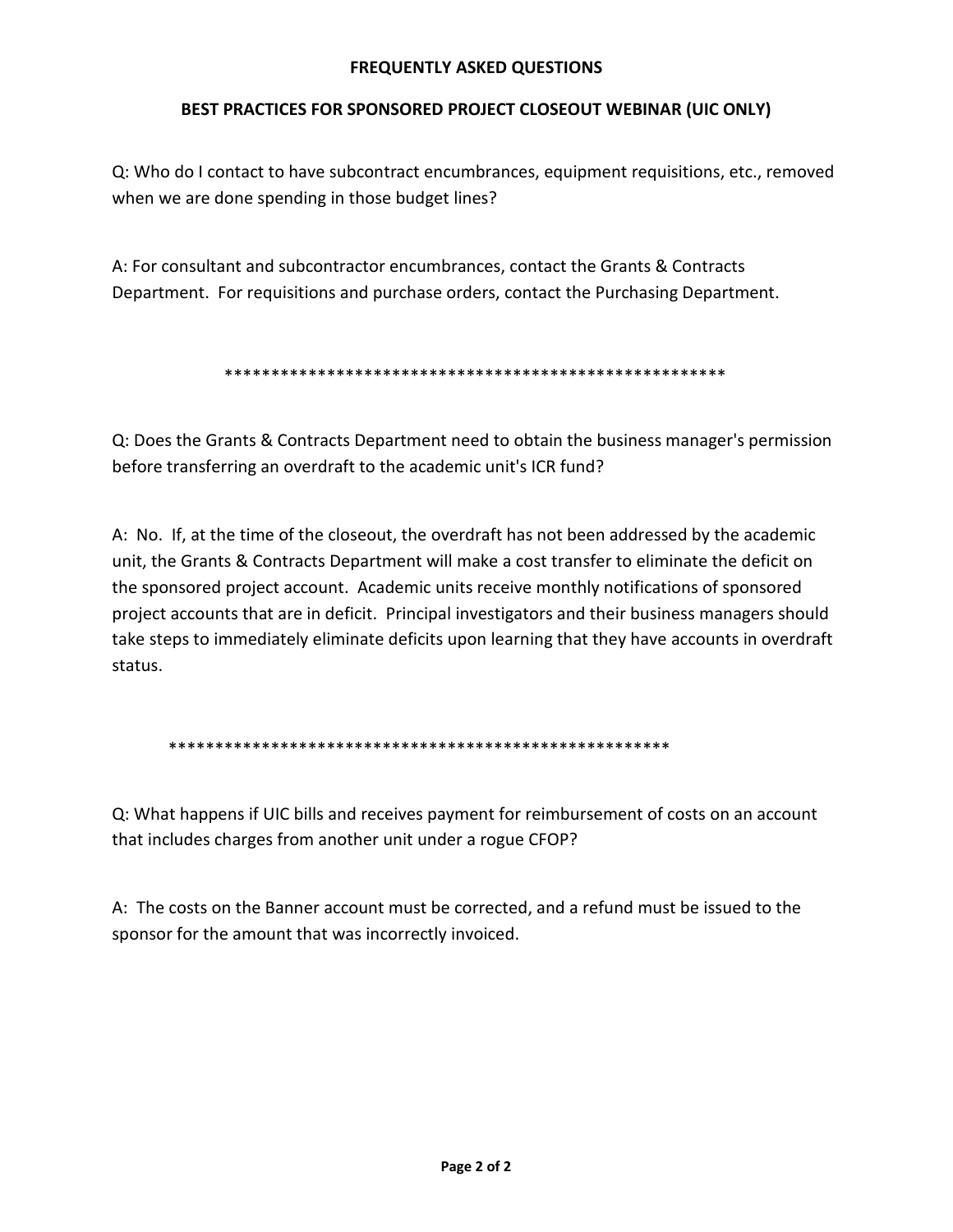**FREQUENTLY ASKED QUESTIONS**

**BEST PRACTICES FOR SPONSORED PROJECT CLOSEOUT WEBINAR (UIC ONLY)**

Q: Who do I contact to have subcontract encumbrances, equipment requisitions, etc., removed when we are done spending in those budget lines?

A: For consultant and subcontractor encumbrances, contact the Grants & Contracts Department. For requisitions and purchase orders, contact the Purchasing Department.

*******************************************************

Q: Does the Grants & Contracts Department need to obtain the business manager's permission before transferring an overdraft to the academic unit's ICR fund?

A: No. If, at the time of the closeout, the overdraft has not been addressed by the academic unit, the Grants & Contracts Department will make a cost transfer to eliminate the deficit on the sponsored project account. Academic units receive monthly notifications of sponsored project accounts that are in deficit. Principal investigators and their business managers should take steps to immediately eliminate deficits upon learning that they have accounts in overdraft status.

*******************************************************

Q: What happens if UIC bills and receives payment for reimbursement of costs on an account that includes charges from another unit under a rogue CFOP?

A: The costs on the Banner account must be corrected, and a refund must be issued to the sponsor for the amount that was incorrectly invoiced.